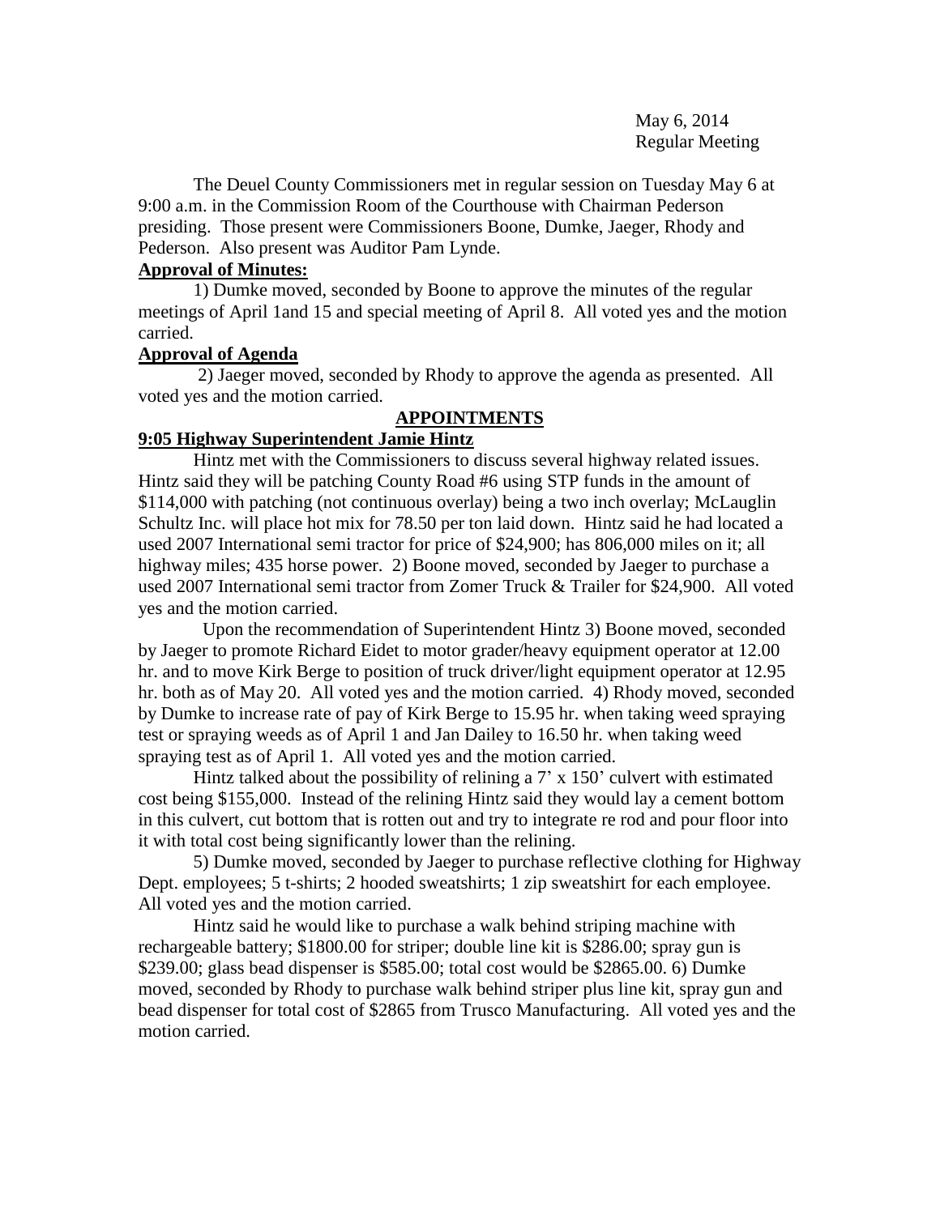May 6, 2014
Regular Meeting

The Deuel County Commissioners met in regular session on Tuesday May 6 at 9:00 a.m. in the Commission Room of the Courthouse with Chairman Pederson presiding. Those present were Commissioners Boone, Dumke, Jaeger, Rhody and Pederson. Also present was Auditor Pam Lynde.

**Approval of Minutes:**

1) Dumke moved, seconded by Boone to approve the minutes of the regular meetings of April 1and 15 and special meeting of April 8. All voted yes and the motion carried.

**Approval of Agenda**

2) Jaeger moved, seconded by Rhody to approve the agenda as presented. All voted yes and the motion carried.

## APPOINTMENTS

**9:05 Highway Superintendent Jamie Hintz**

Hintz met with the Commissioners to discuss several highway related issues. Hintz said they will be patching County Road #6 using STP funds in the amount of \$114,000 with patching (not continuous overlay) being a two inch overlay; McLauglin Schultz Inc. will place hot mix for 78.50 per ton laid down. Hintz said he had located a used 2007 International semi tractor for price of \$24,900; has 806,000 miles on it; all highway miles; 435 horse power. 2) Boone moved, seconded by Jaeger to purchase a used 2007 International semi tractor from Zomer Truck & Trailer for \$24,900. All voted yes and the motion carried.

Upon the recommendation of Superintendent Hintz 3) Boone moved, seconded by Jaeger to promote Richard Eidet to motor grader/heavy equipment operator at 12.00 hr. and to move Kirk Berge to position of truck driver/light equipment operator at 12.95 hr. both as of May 20. All voted yes and the motion carried. 4) Rhody moved, seconded by Dumke to increase rate of pay of Kirk Berge to 15.95 hr. when taking weed spraying test or spraying weeds as of April 1 and Jan Dailey to 16.50 hr. when taking weed spraying test as of April 1. All voted yes and the motion carried.

Hintz talked about the possibility of relining a 7' x 150' culvert with estimated cost being \$155,000. Instead of the relining Hintz said they would lay a cement bottom in this culvert, cut bottom that is rotten out and try to integrate re rod and pour floor into it with total cost being significantly lower than the relining.

5) Dumke moved, seconded by Jaeger to purchase reflective clothing for Highway Dept. employees; 5 t-shirts; 2 hooded sweatshirts; 1 zip sweatshirt for each employee. All voted yes and the motion carried.

Hintz said he would like to purchase a walk behind striping machine with rechargeable battery; \$1800.00 for striper; double line kit is \$286.00; spray gun is \$239.00; glass bead dispenser is \$585.00; total cost would be \$2865.00. 6) Dumke moved, seconded by Rhody to purchase walk behind striper plus line kit, spray gun and bead dispenser for total cost of \$2865 from Trusco Manufacturing. All voted yes and the motion carried.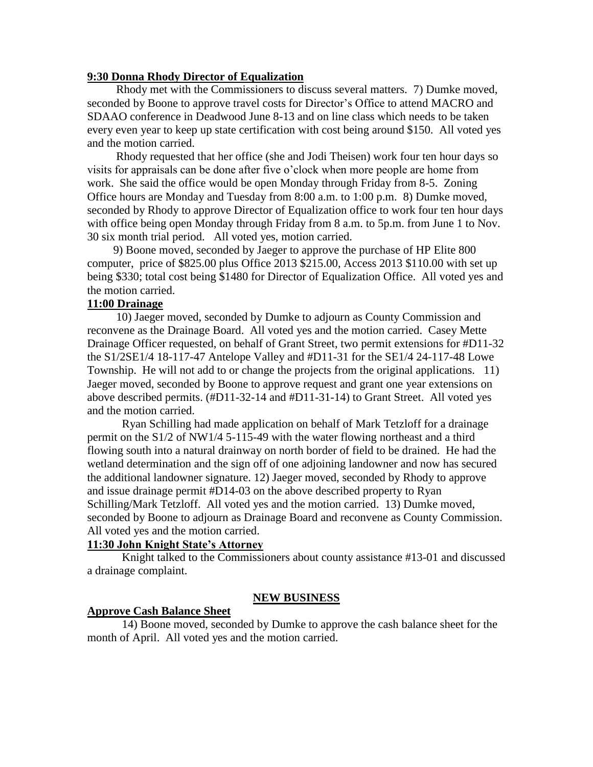**9:30 Donna Rhody Director of Equalization**

Rhody met with the Commissioners to discuss several matters. 7) Dumke moved, seconded by Boone to approve travel costs for Director's Office to attend MACRO and SDAAO conference in Deadwood June 8-13 and on line class which needs to be taken every even year to keep up state certification with cost being around $150. All voted yes and the motion carried.

Rhody requested that her office (she and Jodi Theisen) work four ten hour days so visits for appraisals can be done after five o'clock when more people are home from work. She said the office would be open Monday through Friday from 8-5. Zoning Office hours are Monday and Tuesday from 8:00 a.m. to 1:00 p.m. 8) Dumke moved, seconded by Rhody to approve Director of Equalization office to work four ten hour days with office being open Monday through Friday from 8 a.m. to 5p.m. from June 1 to Nov. 30 six month trial period. All voted yes, motion carried.

9) Boone moved, seconded by Jaeger to approve the purchase of HP Elite 800 computer, price of $825.00 plus Office 2013 $215.00, Access 2013 $110.00 with set up being $330; total cost being $1480 for Director of Equalization Office. All voted yes and the motion carried.

**11:00 Drainage**

10) Jaeger moved, seconded by Dumke to adjourn as County Commission and reconvene as the Drainage Board. All voted yes and the motion carried. Casey Mette Drainage Officer requested, on behalf of Grant Street, two permit extensions for #D11-32 the S1/2SE1/4 18-117-47 Antelope Valley and #D11-31 for the SE1/4 24-117-48 Lowe Township. He will not add to or change the projects from the original applications. 11) Jaeger moved, seconded by Boone to approve request and grant one year extensions on above described permits. (#D11-32-14 and #D11-31-14) to Grant Street. All voted yes and the motion carried.

Ryan Schilling had made application on behalf of Mark Tetzloff for a drainage permit on the S1/2 of NW1/4 5-115-49 with the water flowing northeast and a third flowing south into a natural drainway on north border of field to be drained. He had the wetland determination and the sign off of one adjoining landowner and now has secured the additional landowner signature. 12) Jaeger moved, seconded by Rhody to approve and issue drainage permit #D14-03 on the above described property to Ryan Schilling/Mark Tetzloff. All voted yes and the motion carried. 13) Dumke moved, seconded by Boone to adjourn as Drainage Board and reconvene as County Commission. All voted yes and the motion carried.

**11:30 John Knight State's Attorney**

Knight talked to the Commissioners about county assistance #13-01 and discussed a drainage complaint.

**NEW BUSINESS**

**Approve Cash Balance Sheet**

14) Boone moved, seconded by Dumke to approve the cash balance sheet for the month of April. All voted yes and the motion carried.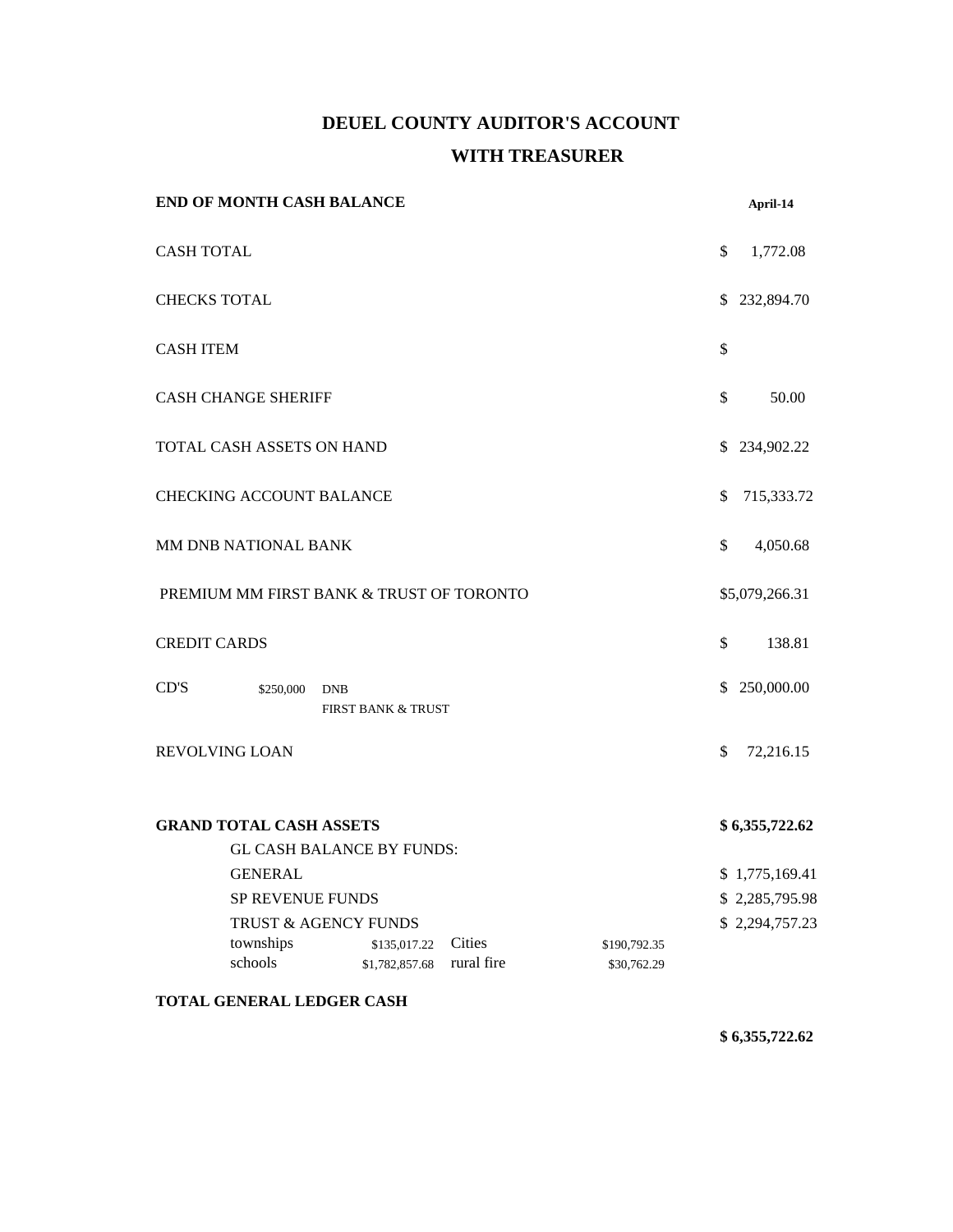# DEUEL COUNTY AUDITOR'S ACCOUNT

## WITH TREASURER

| **END OF MONTH CASH BALANCE** | | | | **April-14** |
|---|---|---|---|---|
| CASH TOTAL | | | | $ 1,772.08 |
| CHECKS TOTAL | | | | $ 232,894.70 |
| CASH ITEM | | | | $ |
| CASH CHANGE SHERIFF | | | | $ 50.00 |
| TOTAL CASH ASSETS ON HAND | | | | $ 234,902.22 |
| CHECKING ACCOUNT BALANCE | | | | $ 715,333.72 |
| MM DNB NATIONAL BANK | | | | $ 4,050.68 |
| PREMIUM MM FIRST BANK & TRUST OF TORONTO | | | | $5,079,266.31 |
| CREDIT CARDS | | | | $ 138.81 |
| CD'S | $250,000 | DNB<br>FIRST BANK & TRUST | | $ 250,000.00 |
| REVOLVING LOAN | | | | $ 72,216.15 |
| **GRAND TOTAL CASH ASSETS** | | | | **$ 6,355,722.62** |
| GL CASH BALANCE BY FUNDS: | | | | |
| GENERAL | | | | $ 1,775,169.41 |
| SP REVENUE FUNDS | | | | $ 2,285,795.98 |
| TRUST & AGENCY FUNDS | | | | $ 2,294,757.23 |
| townships | $135,017.22 | Cities | $190,792.35 | |
| schools | $1,782,857.68 | rural fire | $30,762.29 | |
| **TOTAL GENERAL LEDGER CASH** | | | | |
| | | | | **$ 6,355,722.62** |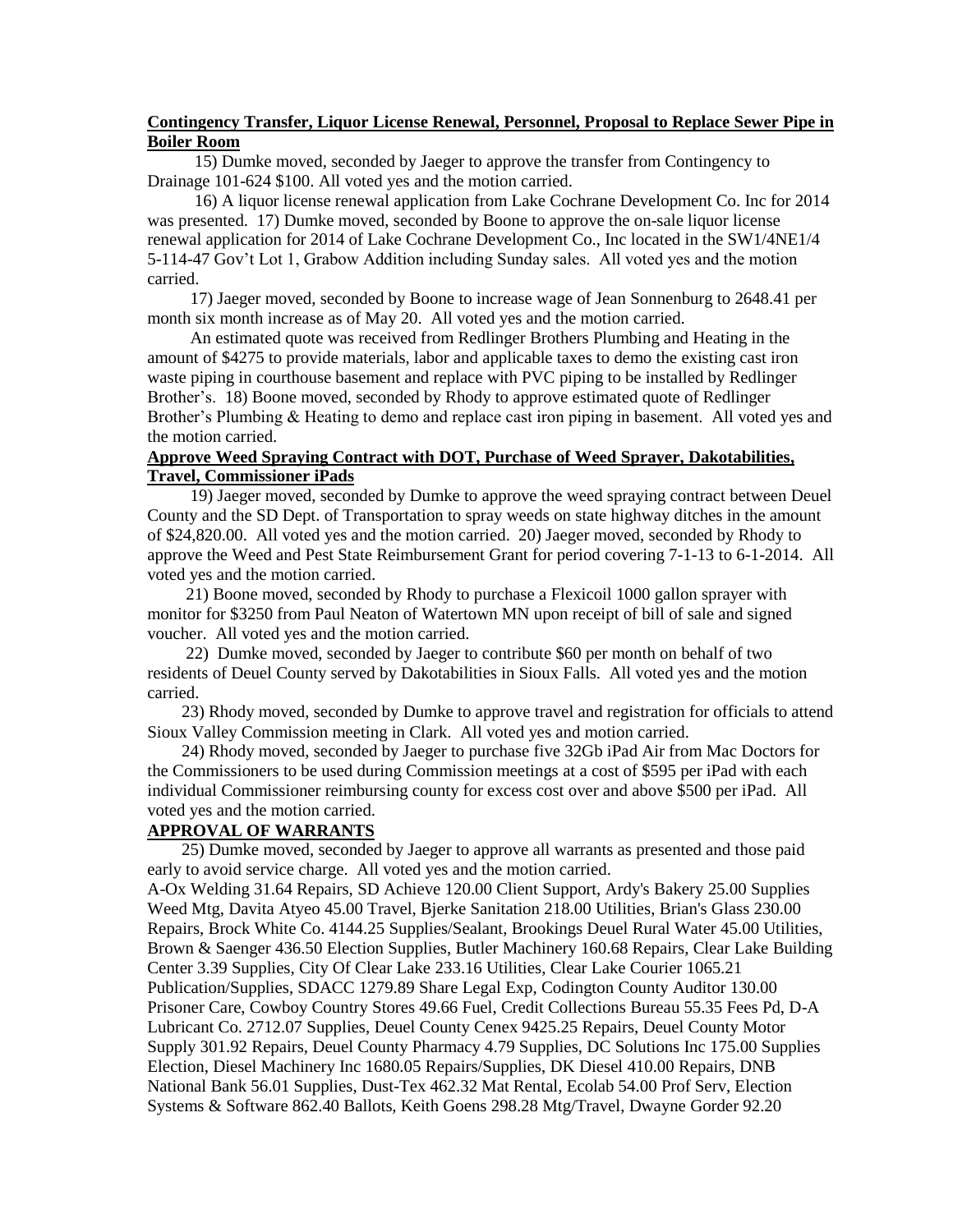**Contingency Transfer, Liquor License Renewal, Personnel, Proposal to Replace Sewer Pipe in Boiler Room**

15) Dumke moved, seconded by Jaeger to approve the transfer from Contingency to Drainage 101-624 $100. All voted yes and the motion carried.

16) A liquor license renewal application from Lake Cochrane Development Co. Inc for 2014 was presented. 17) Dumke moved, seconded by Boone to approve the on-sale liquor license renewal application for 2014 of Lake Cochrane Development Co., Inc located in the SW1/4NE1/4 5-114-47 Gov't Lot 1, Grabow Addition including Sunday sales. All voted yes and the motion carried.

17) Jaeger moved, seconded by Boone to increase wage of Jean Sonnenburg to 2648.41 per month six month increase as of May 20. All voted yes and the motion carried.

An estimated quote was received from Redlinger Brothers Plumbing and Heating in the amount of $4275 to provide materials, labor and applicable taxes to demo the existing cast iron waste piping in courthouse basement and replace with PVC piping to be installed by Redlinger Brother's. 18) Boone moved, seconded by Rhody to approve estimated quote of Redlinger Brother's Plumbing & Heating to demo and replace cast iron piping in basement. All voted yes and the motion carried.

**Approve Weed Spraying Contract with DOT, Purchase of Weed Sprayer, Dakotabilities, Travel, Commissioner iPads**

19) Jaeger moved, seconded by Dumke to approve the weed spraying contract between Deuel County and the SD Dept. of Transportation to spray weeds on state highway ditches in the amount of $24,820.00. All voted yes and the motion carried. 20) Jaeger moved, seconded by Rhody to approve the Weed and Pest State Reimbursement Grant for period covering 7-1-13 to 6-1-2014. All voted yes and the motion carried.

21) Boone moved, seconded by Rhody to purchase a Flexicoil 1000 gallon sprayer with monitor for $3250 from Paul Neaton of Watertown MN upon receipt of bill of sale and signed voucher. All voted yes and the motion carried.

22) Dumke moved, seconded by Jaeger to contribute $60 per month on behalf of two residents of Deuel County served by Dakotabilities in Sioux Falls. All voted yes and the motion carried.

23) Rhody moved, seconded by Dumke to approve travel and registration for officials to attend Sioux Valley Commission meeting in Clark. All voted yes and motion carried.

24) Rhody moved, seconded by Jaeger to purchase five 32Gb iPad Air from Mac Doctors for the Commissioners to be used during Commission meetings at a cost of $595 per iPad with each individual Commissioner reimbursing county for excess cost over and above $500 per iPad. All voted yes and the motion carried.

**APPROVAL OF WARRANTS**

25) Dumke moved, seconded by Jaeger to approve all warrants as presented and those paid early to avoid service charge. All voted yes and the motion carried.

A-Ox Welding 31.64 Repairs, SD Achieve 120.00 Client Support, Ardy's Bakery 25.00 Supplies Weed Mtg, Davita Atyeo 45.00 Travel, Bjerke Sanitation 218.00 Utilities, Brian's Glass 230.00 Repairs, Brock White Co. 4144.25 Supplies/Sealant, Brookings Deuel Rural Water 45.00 Utilities, Brown & Saenger 436.50 Election Supplies, Butler Machinery 160.68 Repairs, Clear Lake Building Center 3.39 Supplies, City Of Clear Lake 233.16 Utilities, Clear Lake Courier 1065.21 Publication/Supplies, SDACC 1279.89 Share Legal Exp, Codington County Auditor 130.00 Prisoner Care, Cowboy Country Stores 49.66 Fuel, Credit Collections Bureau 55.35 Fees Pd, D-A Lubricant Co. 2712.07 Supplies, Deuel County Cenex 9425.25 Repairs, Deuel County Motor Supply 301.92 Repairs, Deuel County Pharmacy 4.79 Supplies, DC Solutions Inc 175.00 Supplies Election, Diesel Machinery Inc 1680.05 Repairs/Supplies, DK Diesel 410.00 Repairs, DNB National Bank 56.01 Supplies, Dust-Tex 462.32 Mat Rental, Ecolab 54.00 Prof Serv, Election Systems & Software 862.40 Ballots, Keith Goens 298.28 Mtg/Travel, Dwayne Gorder 92.20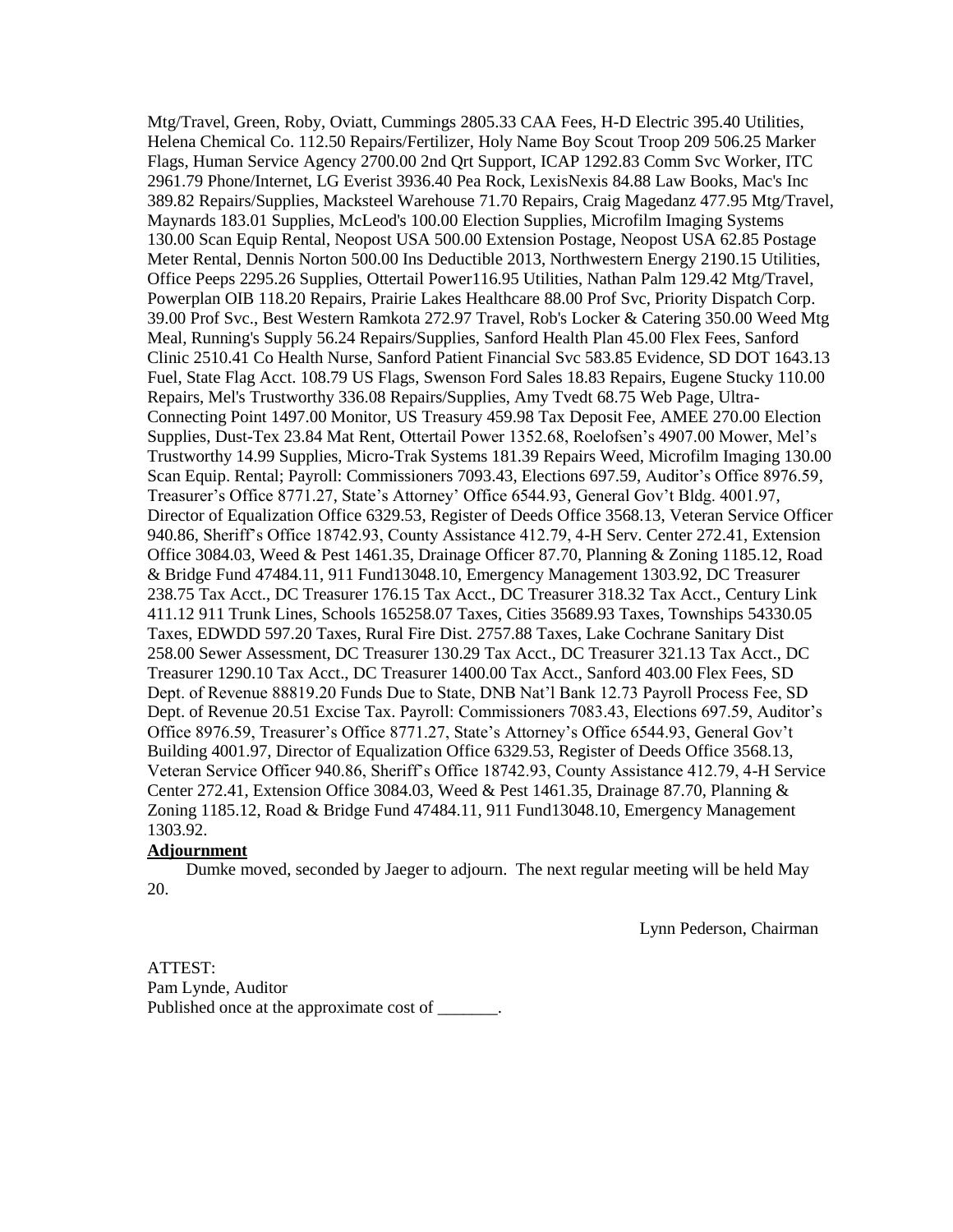Mtg/Travel, Green, Roby, Oviatt, Cummings 2805.33 CAA Fees, H-D Electric 395.40 Utilities, Helena Chemical Co. 112.50 Repairs/Fertilizer, Holy Name Boy Scout Troop 209 506.25 Marker Flags, Human Service Agency 2700.00 2nd Qrt Support, ICAP 1292.83 Comm Svc Worker, ITC 2961.79 Phone/Internet, LG Everist 3936.40 Pea Rock, LexisNexis 84.88 Law Books, Mac's Inc 389.82 Repairs/Supplies, Macksteel Warehouse 71.70 Repairs, Craig Magedanz 477.95 Mtg/Travel, Maynards 183.01 Supplies, McLeod's 100.00 Election Supplies, Microfilm Imaging Systems 130.00 Scan Equip Rental, Neopost USA 500.00 Extension Postage, Neopost USA 62.85 Postage Meter Rental, Dennis Norton 500.00 Ins Deductible 2013, Northwestern Energy 2190.15 Utilities, Office Peeps 2295.26 Supplies, Ottertail Power116.95 Utilities, Nathan Palm 129.42 Mtg/Travel, Powerplan OIB 118.20 Repairs, Prairie Lakes Healthcare 88.00 Prof Svc, Priority Dispatch Corp. 39.00 Prof Svc., Best Western Ramkota 272.97 Travel, Rob's Locker & Catering 350.00 Weed Mtg Meal, Running's Supply 56.24 Repairs/Supplies, Sanford Health Plan 45.00 Flex Fees, Sanford Clinic 2510.41 Co Health Nurse, Sanford Patient Financial Svc 583.85 Evidence, SD DOT 1643.13 Fuel, State Flag Acct. 108.79 US Flags, Swenson Ford Sales 18.83 Repairs, Eugene Stucky 110.00 Repairs, Mel's Trustworthy 336.08 Repairs/Supplies, Amy Tvedt 68.75 Web Page, Ultra-Connecting Point 1497.00 Monitor, US Treasury 459.98 Tax Deposit Fee, AMEE 270.00 Election Supplies, Dust-Tex 23.84 Mat Rent, Ottertail Power 1352.68, Roelofsen's 4907.00 Mower, Mel's Trustworthy 14.99 Supplies, Micro-Trak Systems 181.39 Repairs Weed, Microfilm Imaging 130.00 Scan Equip. Rental; Payroll: Commissioners 7093.43, Elections 697.59, Auditor's Office 8976.59, Treasurer's Office 8771.27, State's Attorney' Office 6544.93, General Gov't Bldg. 4001.97, Director of Equalization Office 6329.53, Register of Deeds Office 3568.13, Veteran Service Officer 940.86, Sheriff's Office 18742.93, County Assistance 412.79, 4-H Serv. Center 272.41, Extension Office 3084.03, Weed & Pest 1461.35, Drainage Officer 87.70, Planning & Zoning 1185.12, Road & Bridge Fund 47484.11, 911 Fund13048.10, Emergency Management 1303.92, DC Treasurer 238.75 Tax Acct., DC Treasurer 176.15 Tax Acct., DC Treasurer 318.32 Tax Acct., Century Link 411.12 911 Trunk Lines, Schools 165258.07 Taxes, Cities 35689.93 Taxes, Townships 54330.05 Taxes, EDWDD 597.20 Taxes, Rural Fire Dist. 2757.88 Taxes, Lake Cochrane Sanitary Dist 258.00 Sewer Assessment, DC Treasurer 130.29 Tax Acct., DC Treasurer 321.13 Tax Acct., DC Treasurer 1290.10 Tax Acct., DC Treasurer 1400.00 Tax Acct., Sanford 403.00 Flex Fees, SD Dept. of Revenue 88819.20 Funds Due to State, DNB Nat'l Bank 12.73 Payroll Process Fee, SD Dept. of Revenue 20.51 Excise Tax. Payroll: Commissioners 7083.43, Elections 697.59, Auditor's Office 8976.59, Treasurer's Office 8771.27, State's Attorney's Office 6544.93, General Gov't Building 4001.97, Director of Equalization Office 6329.53, Register of Deeds Office 3568.13, Veteran Service Officer 940.86, Sheriff's Office 18742.93, County Assistance 412.79, 4-H Service Center 272.41, Extension Office 3084.03, Weed & Pest 1461.35, Drainage 87.70, Planning & Zoning 1185.12, Road & Bridge Fund 47484.11, 911 Fund13048.10, Emergency Management 1303.92.

**Adjournment**

Dumke moved, seconded by Jaeger to adjourn. The next regular meeting will be held May 20.

Lynn Pederson, Chairman

ATTEST:
Pam Lynde, Auditor
Published once at the approximate cost of _______.